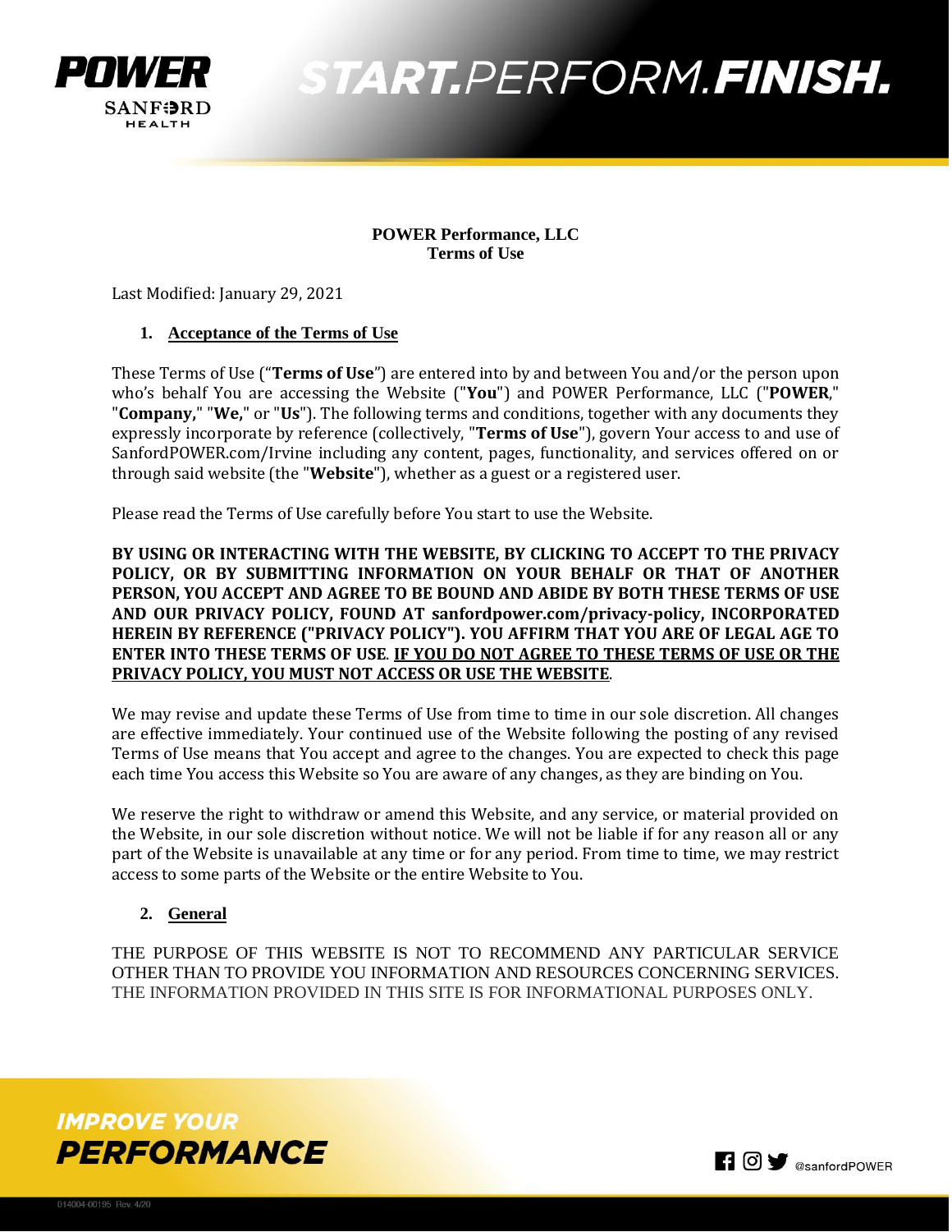**POWER Performance, LLC**
**Terms of Use**

Last Modified: January 29, 2021

## 1. Acceptance of the Terms of Use

These Terms of Use ("**Terms of Use**") are entered into by and between You and/or the person upon who's behalf You are accessing the Website ("**You**") and POWER Performance, LLC ("**POWER**," "**Company,**" "**We,**" or "**Us**"). The following terms and conditions, together with any documents they expressly incorporate by reference (collectively, "**Terms of Use**"), govern Your access to and use of SanfordPOWER.com/Irvine including any content, pages, functionality, and services offered on or through said website (the "**Website**"), whether as a guest or a registered user.

Please read the Terms of Use carefully before You start to use the Website.

**BY USING OR INTERACTING WITH THE WEBSITE, BY CLICKING TO ACCEPT TO THE PRIVACY POLICY, OR BY SUBMITTING INFORMATION ON YOUR BEHALF OR THAT OF ANOTHER PERSON, YOU ACCEPT AND AGREE TO BE BOUND AND ABIDE BY BOTH THESE TERMS OF USE AND OUR PRIVACY POLICY, FOUND AT sanfordpower.com/privacy-policy, INCORPORATED HEREIN BY REFERENCE ("PRIVACY POLICY"). YOU AFFIRM THAT YOU ARE OF LEGAL AGE TO ENTER INTO THESE TERMS OF USE. IF YOU DO NOT AGREE TO THESE TERMS OF USE OR THE PRIVACY POLICY, YOU MUST NOT ACCESS OR USE THE WEBSITE.**

We may revise and update these Terms of Use from time to time in our sole discretion. All changes are effective immediately. Your continued use of the Website following the posting of any revised Terms of Use means that You accept and agree to the changes. You are expected to check this page each time You access this Website so You are aware of any changes, as they are binding on You.

We reserve the right to withdraw or amend this Website, and any service, or material provided on the Website, in our sole discretion without notice. We will not be liable if for any reason all or any part of the Website is unavailable at any time or for any period. From time to time, we may restrict access to some parts of the Website or the entire Website to You.

## 2. General

THE PURPOSE OF THIS WEBSITE IS NOT TO RECOMMEND ANY PARTICULAR SERVICE OTHER THAN TO PROVIDE YOU INFORMATION AND RESOURCES CONCERNING SERVICES. THE INFORMATION PROVIDED IN THIS SITE IS FOR INFORMATIONAL PURPOSES ONLY.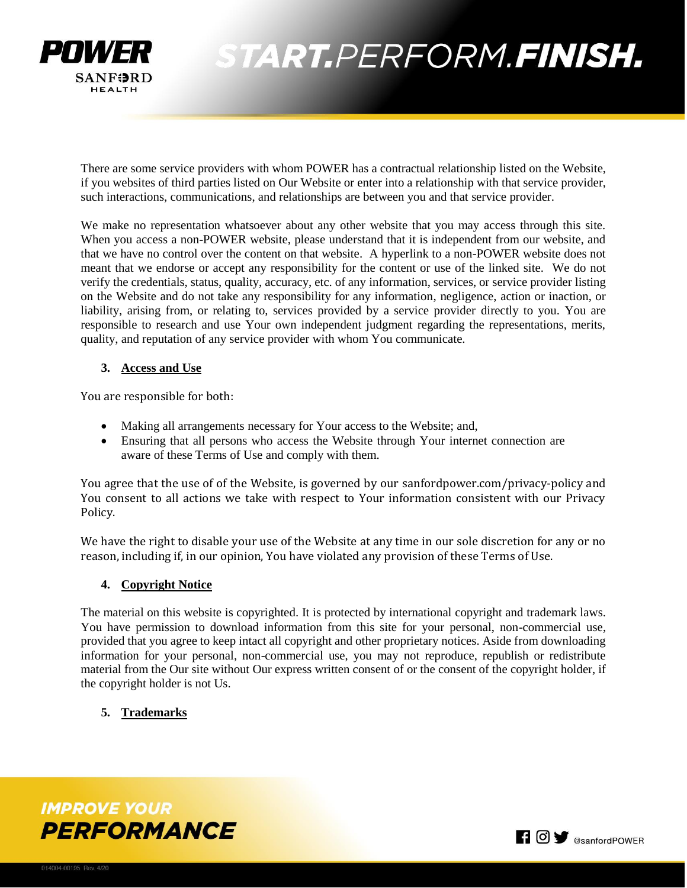There are some service providers with whom POWER has a contractual relationship listed on the Website, if you websites of third parties listed on Our Website or enter into a relationship with that service provider, such interactions, communications, and relationships are between you and that service provider.

We make no representation whatsoever about any other website that you may access through this site. When you access a non-POWER website, please understand that it is independent from our website, and that we have no control over the content on that website. A hyperlink to a non-POWER website does not meant that we endorse or accept any responsibility for the content or use of the linked site. We do not verify the credentials, status, quality, accuracy, etc. of any information, services, or service provider listing on the Website and do not take any responsibility for any information, negligence, action or inaction, or liability, arising from, or relating to, services provided by a service provider directly to you. You are responsible to research and use Your own independent judgment regarding the representations, merits, quality, and reputation of any service provider with whom You communicate.

3. **Access and Use**

You are responsible for both:

- Making all arrangements necessary for Your access to the Website; and,
- Ensuring that all persons who access the Website through Your internet connection are aware of these Terms of Use and comply with them.

You agree that the use of of the Website, is governed by our sanfordpower.com/privacy-policy and You consent to all actions we take with respect to Your information consistent with our Privacy Policy.

We have the right to disable your use of the Website at any time in our sole discretion for any or no reason, including if, in our opinion, You have violated any provision of these Terms of Use.

4. **Copyright Notice**

The material on this website is copyrighted. It is protected by international copyright and trademark laws. You have permission to download information from this site for your personal, non-commercial use, provided that you agree to keep intact all copyright and other proprietary notices. Aside from downloading information for your personal, non-commercial use, you may not reproduce, republish or redistribute material from the Our site without Our express written consent of or the consent of the copyright holder, if the copyright holder is not Us.

5. **Trademarks**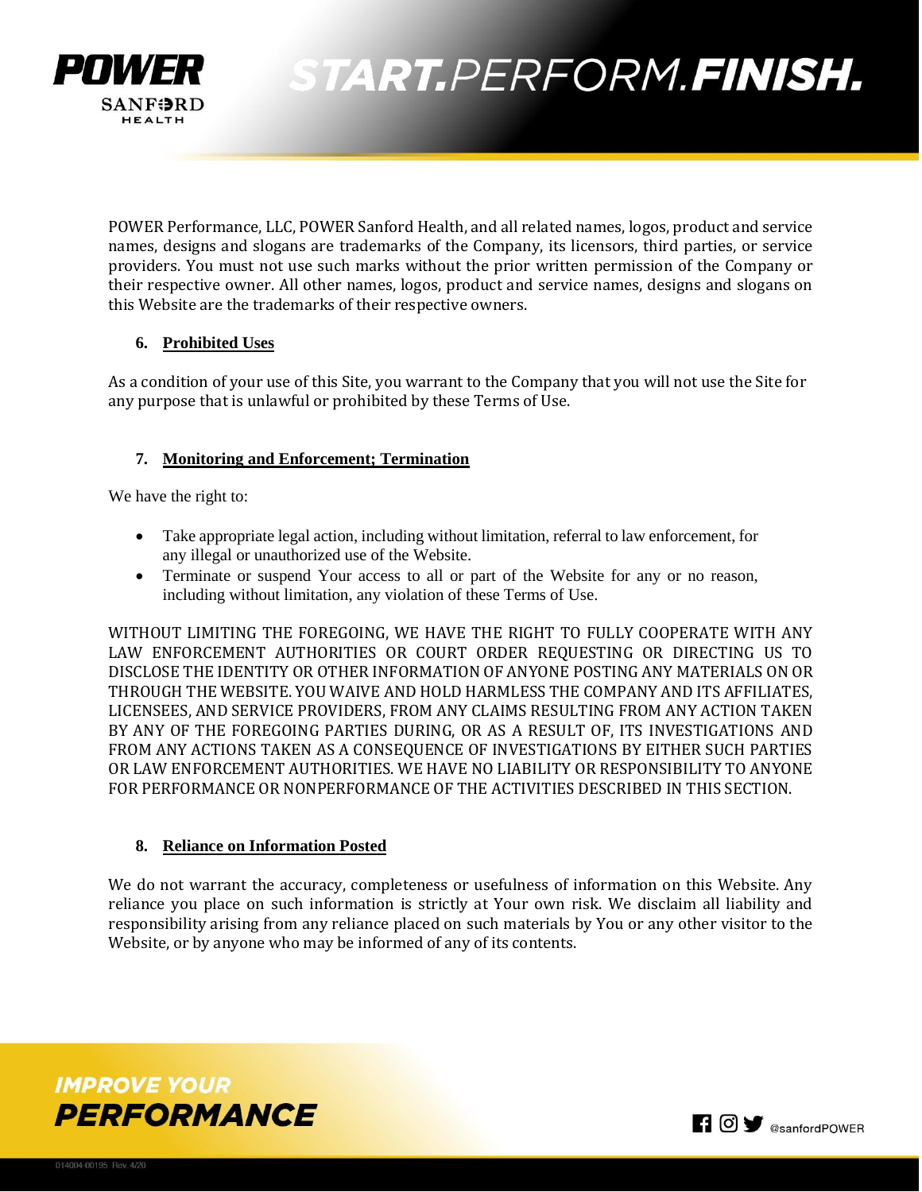POWER Performance, LLC, POWER Sanford Health, and all related names, logos, product and service names, designs and slogans are trademarks of the Company, its licensors, third parties, or service providers. You must not use such marks without the prior written permission of the Company or their respective owner. All other names, logos, product and service names, designs and slogans on this Website are the trademarks of their respective owners.

## 6. Prohibited Uses

As a condition of your use of this Site, you warrant to the Company that you will not use the Site for any purpose that is unlawful or prohibited by these Terms of Use.

## 7. Monitoring and Enforcement; Termination

We have the right to:

- Take appropriate legal action, including without limitation, referral to law enforcement, for any illegal or unauthorized use of the Website.
- Terminate or suspend Your access to all or part of the Website for any or no reason, including without limitation, any violation of these Terms of Use.

WITHOUT LIMITING THE FOREGOING, WE HAVE THE RIGHT TO FULLY COOPERATE WITH ANY LAW ENFORCEMENT AUTHORITIES OR COURT ORDER REQUESTING OR DIRECTING US TO DISCLOSE THE IDENTITY OR OTHER INFORMATION OF ANYONE POSTING ANY MATERIALS ON OR THROUGH THE WEBSITE. YOU WAIVE AND HOLD HARMLESS THE COMPANY AND ITS AFFILIATES, LICENSEES, AND SERVICE PROVIDERS, FROM ANY CLAIMS RESULTING FROM ANY ACTION TAKEN BY ANY OF THE FOREGOING PARTIES DURING, OR AS A RESULT OF, ITS INVESTIGATIONS AND FROM ANY ACTIONS TAKEN AS A CONSEQUENCE OF INVESTIGATIONS BY EITHER SUCH PARTIES OR LAW ENFORCEMENT AUTHORITIES. WE HAVE NO LIABILITY OR RESPONSIBILITY TO ANYONE FOR PERFORMANCE OR NONPERFORMANCE OF THE ACTIVITIES DESCRIBED IN THIS SECTION.

## 8. Reliance on Information Posted

We do not warrant the accuracy, completeness or usefulness of information on this Website. Any reliance you place on such information is strictly at Your own risk. We disclaim all liability and responsibility arising from any reliance placed on such materials by You or any other visitor to the Website, or by anyone who may be informed of any of its contents.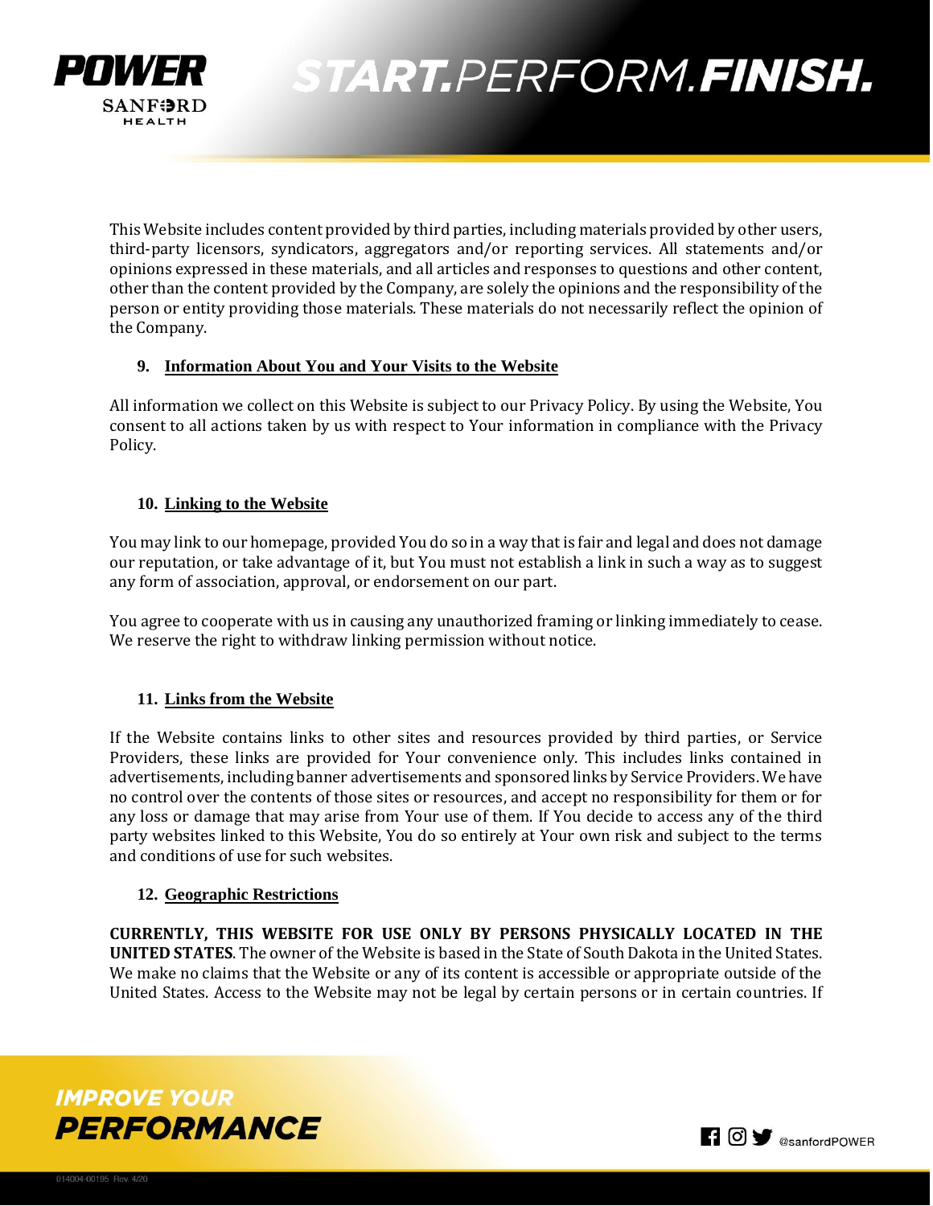This Website includes content provided by third parties, including materials provided by other users, third-party licensors, syndicators, aggregators and/or reporting services. All statements and/or opinions expressed in these materials, and all articles and responses to questions and other content, other than the content provided by the Company, are solely the opinions and the responsibility of the person or entity providing those materials. These materials do not necessarily reflect the opinion of the Company.

## 9. Information About You and Your Visits to the Website

All information we collect on this Website is subject to our Privacy Policy. By using the Website, You consent to all actions taken by us with respect to Your information in compliance with the Privacy Policy.

## 10. Linking to the Website

You may link to our homepage, provided You do so in a way that is fair and legal and does not damage our reputation, or take advantage of it, but You must not establish a link in such a way as to suggest any form of association, approval, or endorsement on our part.

You agree to cooperate with us in causing any unauthorized framing or linking immediately to cease. We reserve the right to withdraw linking permission without notice.

## 11. Links from the Website

If the Website contains links to other sites and resources provided by third parties, or Service Providers, these links are provided for Your convenience only. This includes links contained in advertisements, including banner advertisements and sponsored links by Service Providers. We have no control over the contents of those sites or resources, and accept no responsibility for them or for any loss or damage that may arise from Your use of them. If You decide to access any of the third party websites linked to this Website, You do so entirely at Your own risk and subject to the terms and conditions of use for such websites.

## 12. Geographic Restrictions

**CURRENTLY, THIS WEBSITE FOR USE ONLY BY PERSONS PHYSICALLY LOCATED IN THE UNITED STATES**. The owner of the Website is based in the State of South Dakota in the United States. We make no claims that the Website or any of its content is accessible or appropriate outside of the United States. Access to the Website may not be legal by certain persons or in certain countries. If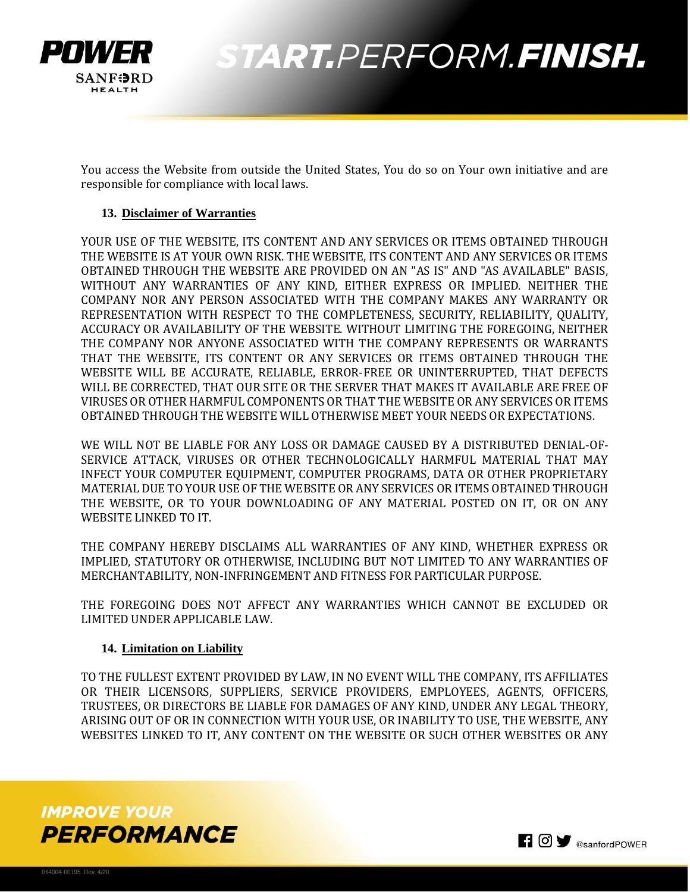You access the Website from outside the United States, You do so on Your own initiative and are responsible for compliance with local laws.

### 13. Disclaimer of Warranties

YOUR USE OF THE WEBSITE, ITS CONTENT AND ANY SERVICES OR ITEMS OBTAINED THROUGH THE WEBSITE IS AT YOUR OWN RISK. THE WEBSITE, ITS CONTENT AND ANY SERVICES OR ITEMS OBTAINED THROUGH THE WEBSITE ARE PROVIDED ON AN "AS IS" AND "AS AVAILABLE" BASIS, WITHOUT ANY WARRANTIES OF ANY KIND, EITHER EXPRESS OR IMPLIED. NEITHER THE COMPANY NOR ANY PERSON ASSOCIATED WITH THE COMPANY MAKES ANY WARRANTY OR REPRESENTATION WITH RESPECT TO THE COMPLETENESS, SECURITY, RELIABILITY, QUALITY, ACCURACY OR AVAILABILITY OF THE WEBSITE. WITHOUT LIMITING THE FOREGOING, NEITHER THE COMPANY NOR ANYONE ASSOCIATED WITH THE COMPANY REPRESENTS OR WARRANTS THAT THE WEBSITE, ITS CONTENT OR ANY SERVICES OR ITEMS OBTAINED THROUGH THE WEBSITE WILL BE ACCURATE, RELIABLE, ERROR-FREE OR UNINTERRUPTED, THAT DEFECTS WILL BE CORRECTED, THAT OUR SITE OR THE SERVER THAT MAKES IT AVAILABLE ARE FREE OF VIRUSES OR OTHER HARMFUL COMPONENTS OR THAT THE WEBSITE OR ANY SERVICES OR ITEMS OBTAINED THROUGH THE WEBSITE WILL OTHERWISE MEET YOUR NEEDS OR EXPECTATIONS.

WE WILL NOT BE LIABLE FOR ANY LOSS OR DAMAGE CAUSED BY A DISTRIBUTED DENIAL-OF-SERVICE ATTACK, VIRUSES OR OTHER TECHNOLOGICALLY HARMFUL MATERIAL THAT MAY INFECT YOUR COMPUTER EQUIPMENT, COMPUTER PROGRAMS, DATA OR OTHER PROPRIETARY MATERIAL DUE TO YOUR USE OF THE WEBSITE OR ANY SERVICES OR ITEMS OBTAINED THROUGH THE WEBSITE, OR TO YOUR DOWNLOADING OF ANY MATERIAL POSTED ON IT, OR ON ANY WEBSITE LINKED TO IT.

THE COMPANY HEREBY DISCLAIMS ALL WARRANTIES OF ANY KIND, WHETHER EXPRESS OR IMPLIED, STATUTORY OR OTHERWISE, INCLUDING BUT NOT LIMITED TO ANY WARRANTIES OF MERCHANTABILITY, NON-INFRINGEMENT AND FITNESS FOR PARTICULAR PURPOSE.

THE FOREGOING DOES NOT AFFECT ANY WARRANTIES WHICH CANNOT BE EXCLUDED OR LIMITED UNDER APPLICABLE LAW.

### 14. Limitation on Liability

TO THE FULLEST EXTENT PROVIDED BY LAW, IN NO EVENT WILL THE COMPANY, ITS AFFILIATES OR THEIR LICENSORS, SUPPLIERS, SERVICE PROVIDERS, EMPLOYEES, AGENTS, OFFICERS, TRUSTEES, OR DIRECTORS BE LIABLE FOR DAMAGES OF ANY KIND, UNDER ANY LEGAL THEORY, ARISING OUT OF OR IN CONNECTION WITH YOUR USE, OR INABILITY TO USE, THE WEBSITE, ANY WEBSITES LINKED TO IT, ANY CONTENT ON THE WEBSITE OR SUCH OTHER WEBSITES OR ANY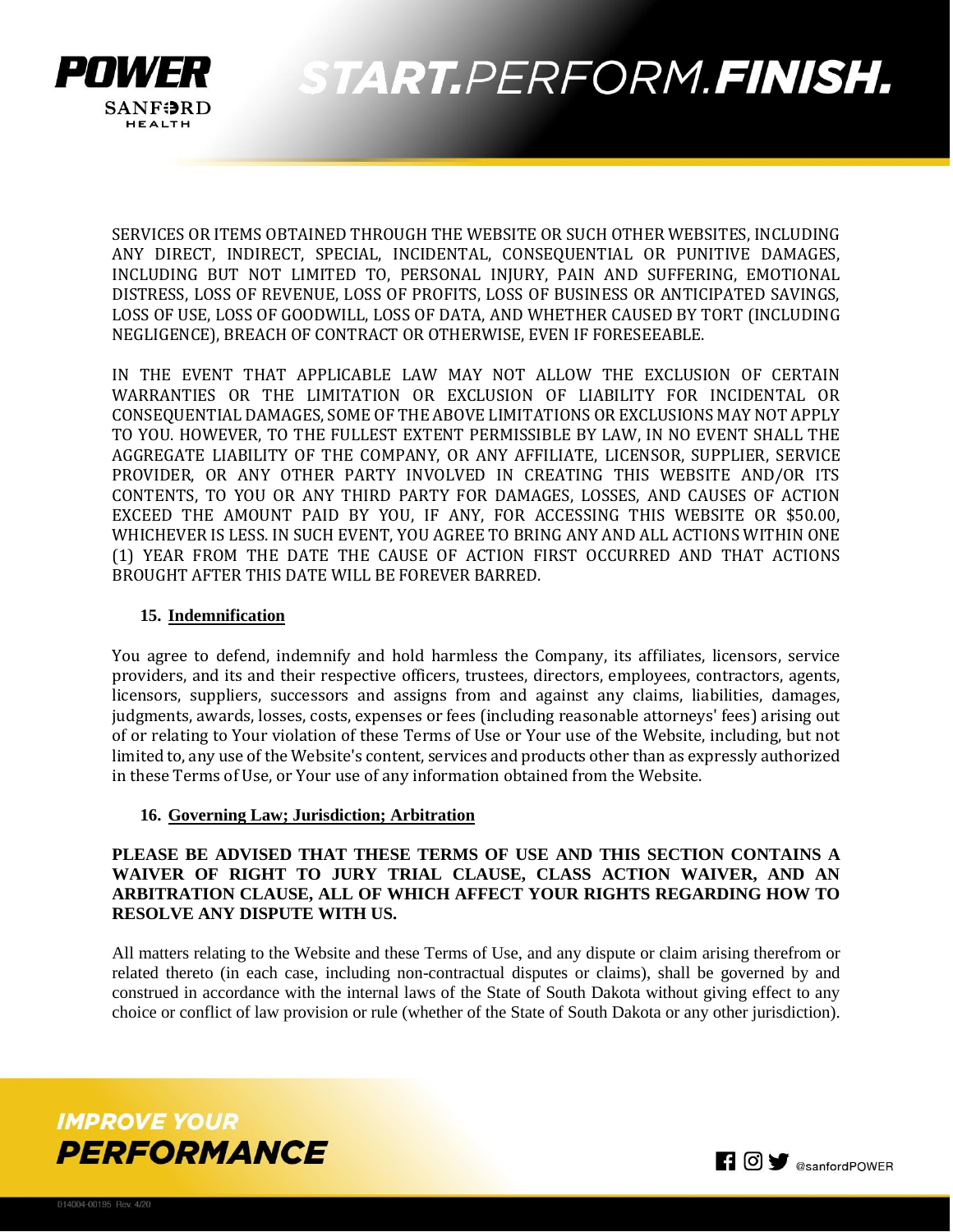SERVICES OR ITEMS OBTAINED THROUGH THE WEBSITE OR SUCH OTHER WEBSITES, INCLUDING ANY DIRECT, INDIRECT, SPECIAL, INCIDENTAL, CONSEQUENTIAL OR PUNITIVE DAMAGES, INCLUDING BUT NOT LIMITED TO, PERSONAL INJURY, PAIN AND SUFFERING, EMOTIONAL DISTRESS, LOSS OF REVENUE, LOSS OF PROFITS, LOSS OF BUSINESS OR ANTICIPATED SAVINGS, LOSS OF USE, LOSS OF GOODWILL, LOSS OF DATA, AND WHETHER CAUSED BY TORT (INCLUDING NEGLIGENCE), BREACH OF CONTRACT OR OTHERWISE, EVEN IF FORESEEABLE.

IN THE EVENT THAT APPLICABLE LAW MAY NOT ALLOW THE EXCLUSION OF CERTAIN WARRANTIES OR THE LIMITATION OR EXCLUSION OF LIABILITY FOR INCIDENTAL OR CONSEQUENTIAL DAMAGES, SOME OF THE ABOVE LIMITATIONS OR EXCLUSIONS MAY NOT APPLY TO YOU. HOWEVER, TO THE FULLEST EXTENT PERMISSIBLE BY LAW, IN NO EVENT SHALL THE AGGREGATE LIABILITY OF THE COMPANY, OR ANY AFFILIATE, LICENSOR, SUPPLIER, SERVICE PROVIDER, OR ANY OTHER PARTY INVOLVED IN CREATING THIS WEBSITE AND/OR ITS CONTENTS, TO YOU OR ANY THIRD PARTY FOR DAMAGES, LOSSES, AND CAUSES OF ACTION EXCEED THE AMOUNT PAID BY YOU, IF ANY, FOR ACCESSING THIS WEBSITE OR $50.00, WHICHEVER IS LESS. IN SUCH EVENT, YOU AGREE TO BRING ANY AND ALL ACTIONS WITHIN ONE (1) YEAR FROM THE DATE THE CAUSE OF ACTION FIRST OCCURRED AND THAT ACTIONS BROUGHT AFTER THIS DATE WILL BE FOREVER BARRED.

**15. Indemnification**

You agree to defend, indemnify and hold harmless the Company, its affiliates, licensors, service providers, and its and their respective officers, trustees, directors, employees, contractors, agents, licensors, suppliers, successors and assigns from and against any claims, liabilities, damages, judgments, awards, losses, costs, expenses or fees (including reasonable attorneys' fees) arising out of or relating to Your violation of these Terms of Use or Your use of the Website, including, but not limited to, any use of the Website's content, services and products other than as expressly authorized in these Terms of Use, or Your use of any information obtained from the Website.

**16. Governing Law; Jurisdiction; Arbitration**

**PLEASE BE ADVISED THAT THESE TERMS OF USE AND THIS SECTION CONTAINS A WAIVER OF RIGHT TO JURY TRIAL CLAUSE, CLASS ACTION WAIVER, AND AN ARBITRATION CLAUSE, ALL OF WHICH AFFECT YOUR RIGHTS REGARDING HOW TO RESOLVE ANY DISPUTE WITH US.**

All matters relating to the Website and these Terms of Use, and any dispute or claim arising therefrom or related thereto (in each case, including non-contractual disputes or claims), shall be governed by and construed in accordance with the internal laws of the State of South Dakota without giving effect to any choice or conflict of law provision or rule (whether of the State of South Dakota or any other jurisdiction).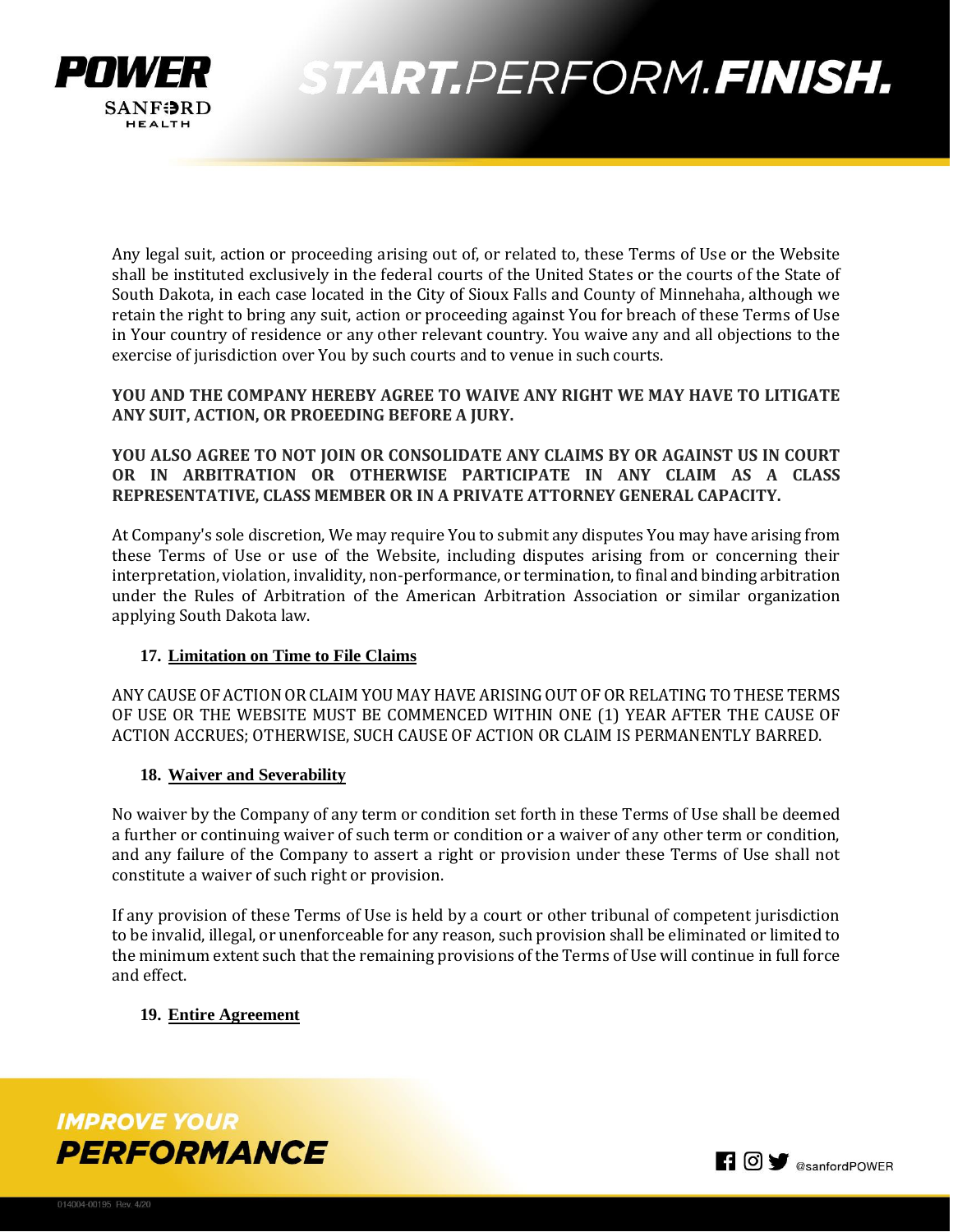Any legal suit, action or proceeding arising out of, or related to, these Terms of Use or the Website shall be instituted exclusively in the federal courts of the United States or the courts of the State of South Dakota, in each case located in the City of Sioux Falls and County of Minnehaha, although we retain the right to bring any suit, action or proceeding against You for breach of these Terms of Use in Your country of residence or any other relevant country. You waive any and all objections to the exercise of jurisdiction over You by such courts and to venue in such courts.

**YOU AND THE COMPANY HEREBY AGREE TO WAIVE ANY RIGHT WE MAY HAVE TO LITIGATE ANY SUIT, ACTION, OR PROEEDING BEFORE A JURY.**

**YOU ALSO AGREE TO NOT JOIN OR CONSOLIDATE ANY CLAIMS BY OR AGAINST US IN COURT OR IN ARBITRATION OR OTHERWISE PARTICIPATE IN ANY CLAIM AS A CLASS REPRESENTATIVE, CLASS MEMBER OR IN A PRIVATE ATTORNEY GENERAL CAPACITY.**

At Company's sole discretion, We may require You to submit any disputes You may have arising from these Terms of Use or use of the Website, including disputes arising from or concerning their interpretation, violation, invalidity, non-performance, or termination, to final and binding arbitration under the Rules of Arbitration of the American Arbitration Association or similar organization applying South Dakota law.

## 17. Limitation on Time to File Claims

ANY CAUSE OF ACTION OR CLAIM YOU MAY HAVE ARISING OUT OF OR RELATING TO THESE TERMS OF USE OR THE WEBSITE MUST BE COMMENCED WITHIN ONE (1) YEAR AFTER THE CAUSE OF ACTION ACCRUES; OTHERWISE, SUCH CAUSE OF ACTION OR CLAIM IS PERMANENTLY BARRED.

## 18. Waiver and Severability

No waiver by the Company of any term or condition set forth in these Terms of Use shall be deemed a further or continuing waiver of such term or condition or a waiver of any other term or condition, and any failure of the Company to assert a right or provision under these Terms of Use shall not constitute a waiver of such right or provision.

If any provision of these Terms of Use is held by a court or other tribunal of competent jurisdiction to be invalid, illegal, or unenforceable for any reason, such provision shall be eliminated or limited to the minimum extent such that the remaining provisions of the Terms of Use will continue in full force and effect.

## 19. Entire Agreement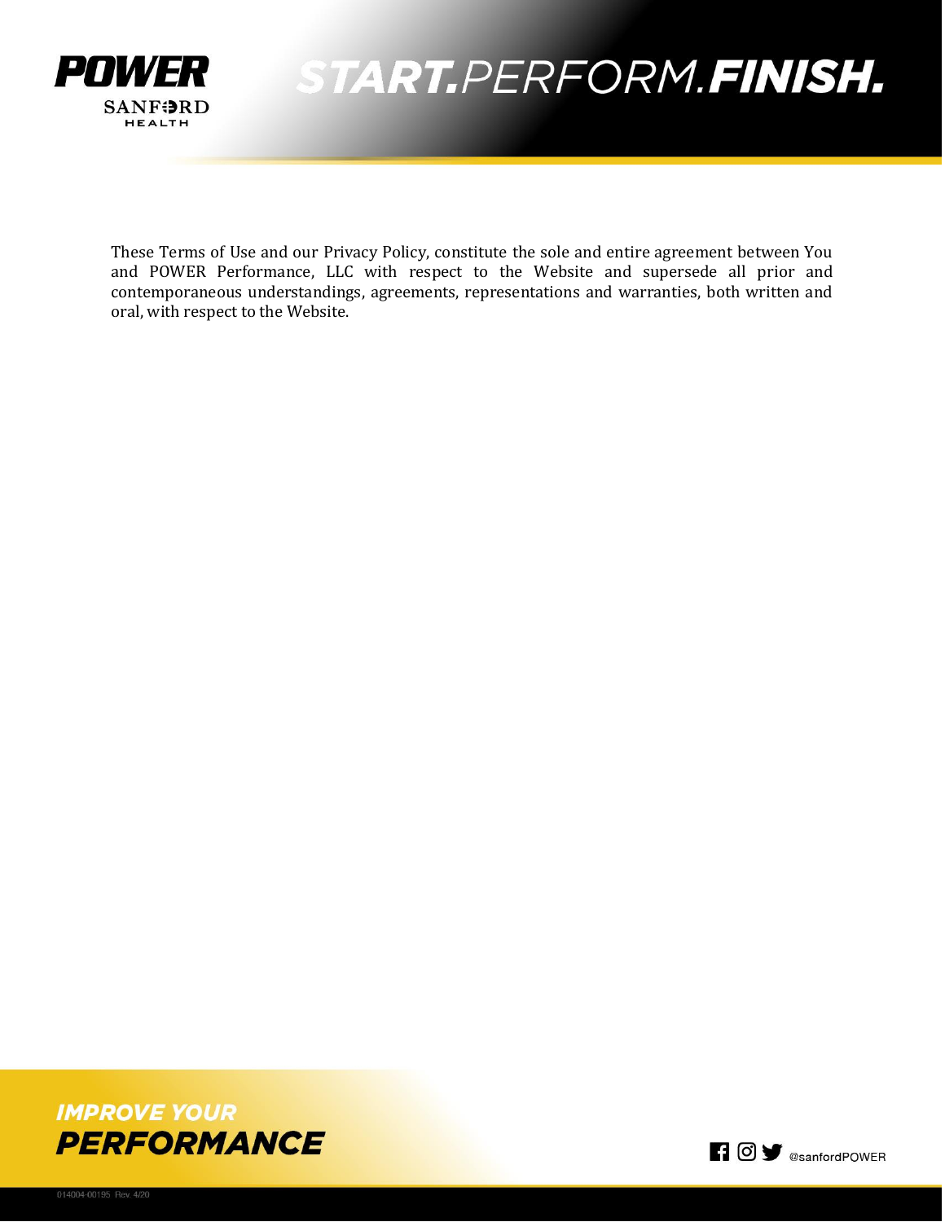These Terms of Use and our Privacy Policy, constitute the sole and entire agreement between You and POWER Performance, LLC with respect to the Website and supersede all prior and contemporaneous understandings, agreements, representations and warranties, both written and oral, with respect to the Website.